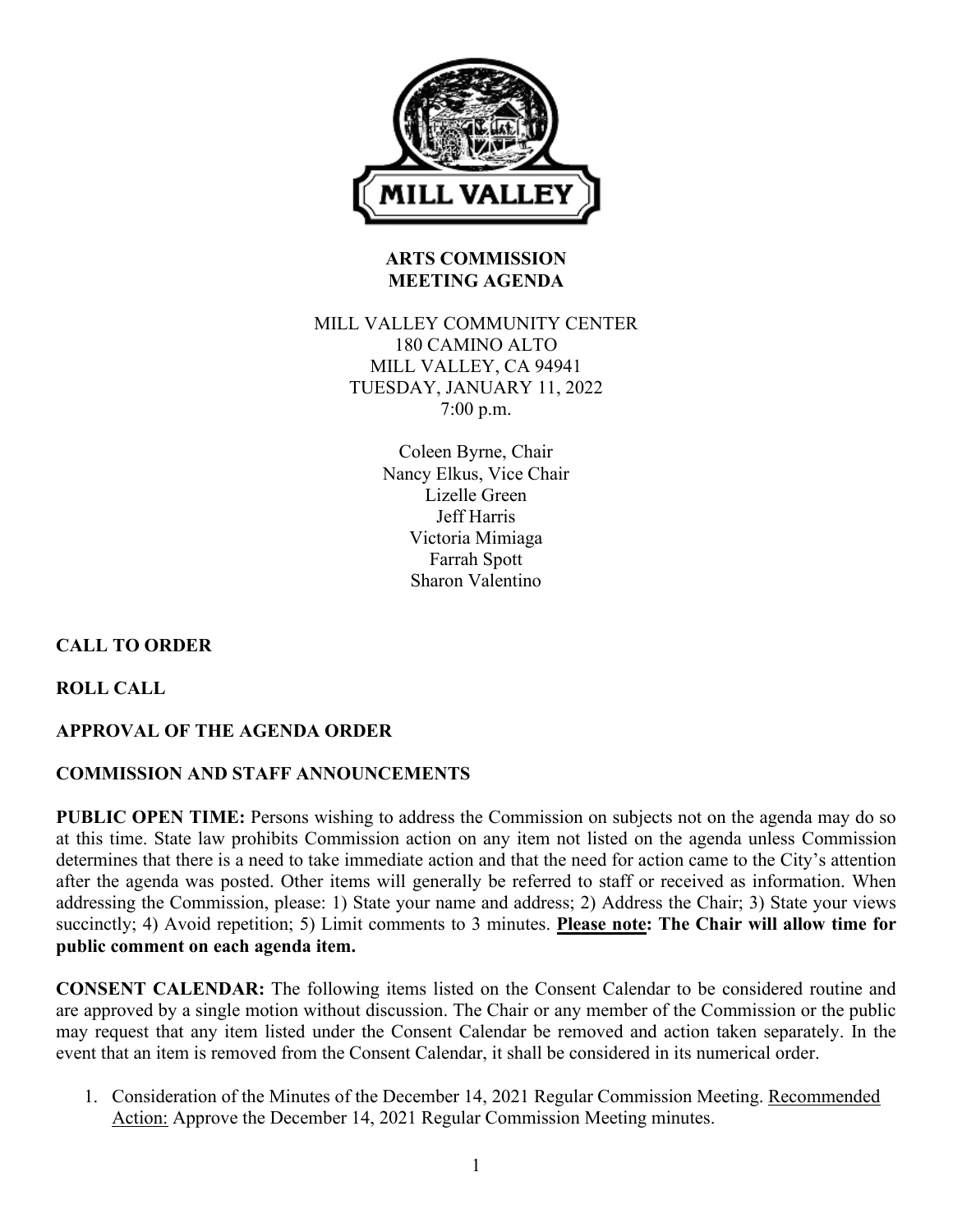# ARTS COMMISSION
# MEETING AGENDA

MILL VALLEY COMMUNITY CENTER
180 CAMINO ALTO
MILL VALLEY, CA 94941
TUESDAY, JANUARY 11, 2022
7:00 p.m.

Coleen Byrne, Chair
Nancy Elkus, Vice Chair
Lizelle Green
Jeff Harris
Victoria Mimiaga
Farrah Spott
Sharon Valentino

**CALL TO ORDER**

**ROLL CALL**

**APPROVAL OF THE AGENDA ORDER**

**COMMISSION AND STAFF ANNOUNCEMENTS**

**PUBLIC OPEN TIME:** Persons wishing to address the Commission on subjects not on the agenda may do so at this time. State law prohibits Commission action on any item not listed on the agenda unless Commission determines that there is a need to take immediate action and that the need for action came to the City's attention after the agenda was posted. Other items will generally be referred to staff or received as information. When addressing the Commission, please: 1) State your name and address; 2) Address the Chair; 3) State your views succinctly; 4) Avoid repetition; 5) Limit comments to 3 minutes. **Please note: The Chair will allow time for public comment on each agenda item.**

**CONSENT CALENDAR:** The following items listed on the Consent Calendar to be considered routine and are approved by a single motion without discussion. The Chair or any member of the Commission or the public may request that any item listed under the Consent Calendar be removed and action taken separately. In the event that an item is removed from the Consent Calendar, it shall be considered in its numerical order.

1. Consideration of the Minutes of the December 14, 2021 Regular Commission Meeting. Recommended Action: Approve the December 14, 2021 Regular Commission Meeting minutes.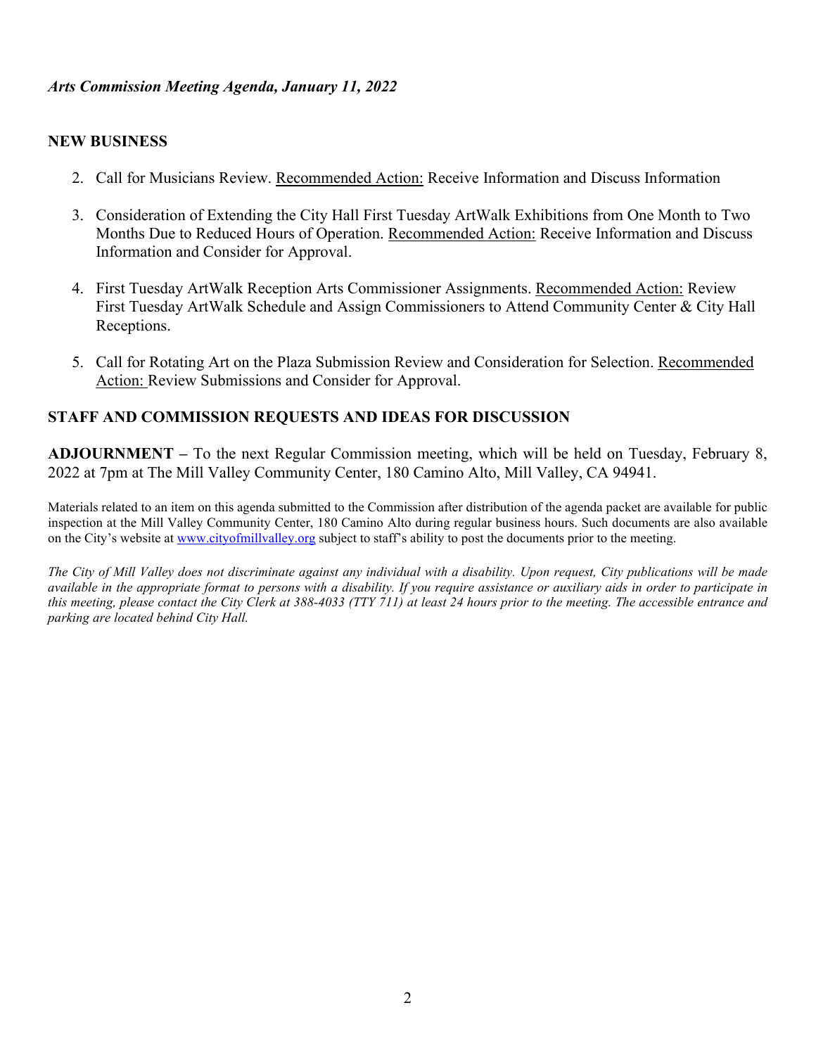## NEW BUSINESS

2. Call for Musicians Review. Recommended Action: Receive Information and Discuss Information

3. Consideration of Extending the City Hall First Tuesday ArtWalk Exhibitions from One Month to Two Months Due to Reduced Hours of Operation. Recommended Action: Receive Information and Discuss Information and Consider for Approval.

4. First Tuesday ArtWalk Reception Arts Commissioner Assignments. Recommended Action: Review First Tuesday ArtWalk Schedule and Assign Commissioners to Attend Community Center & City Hall Receptions.

5. Call for Rotating Art on the Plaza Submission Review and Consideration for Selection. Recommended Action: Review Submissions and Consider for Approval.

## STAFF AND COMMISSION REQUESTS AND IDEAS FOR DISCUSSION

**ADJOURNMENT –** To the next Regular Commission meeting, which will be held on Tuesday, February 8, 2022 at 7pm at The Mill Valley Community Center, 180 Camino Alto, Mill Valley, CA 94941.

Materials related to an item on this agenda submitted to the Commission after distribution of the agenda packet are available for public inspection at the Mill Valley Community Center, 180 Camino Alto during regular business hours. Such documents are also available on the City's website at www.cityofmillvalley.org subject to staff's ability to post the documents prior to the meeting.

*The City of Mill Valley does not discriminate against any individual with a disability. Upon request, City publications will be made available in the appropriate format to persons with a disability. If you require assistance or auxiliary aids in order to participate in this meeting, please contact the City Clerk at 388-4033 (TTY 711) at least 24 hours prior to the meeting. The accessible entrance and parking are located behind City Hall.*